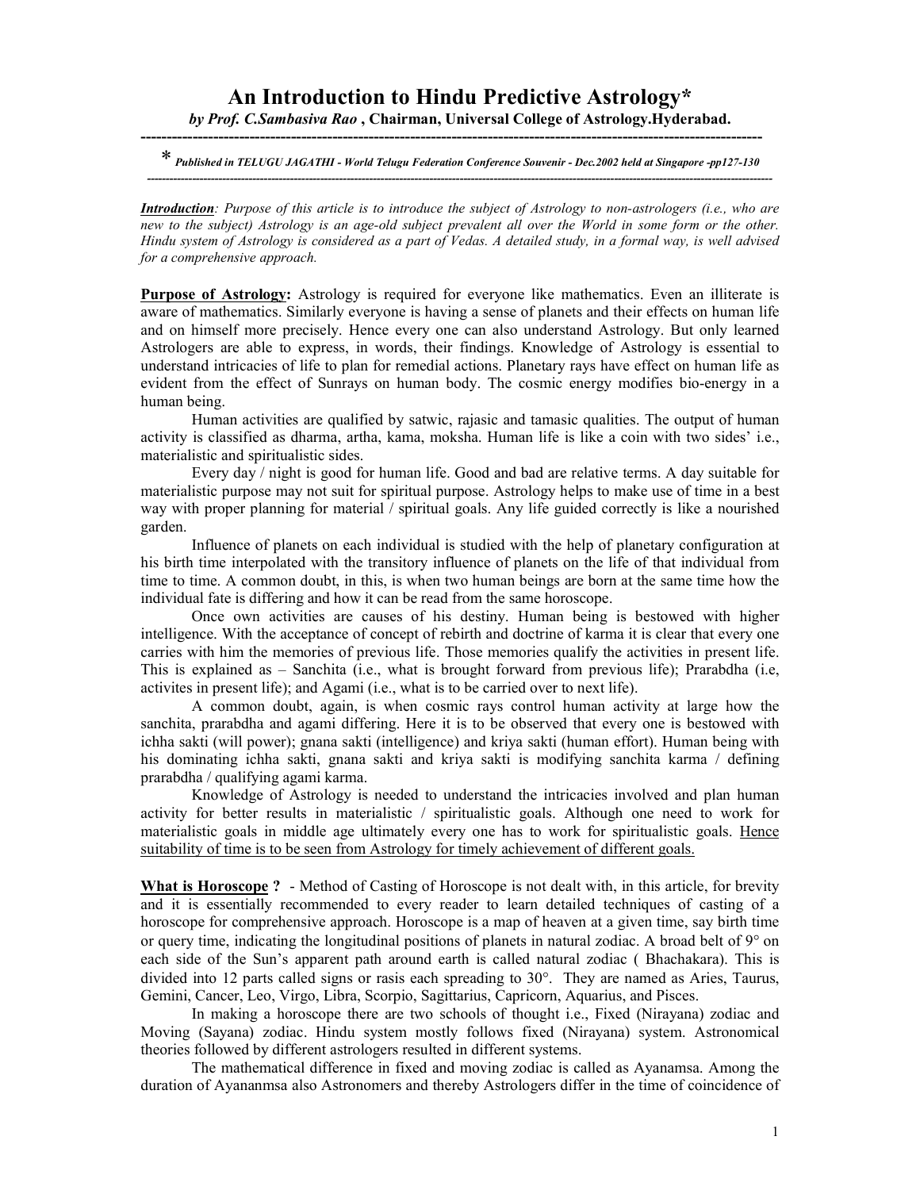# An Introduction to Hindu Predictive Astrology*

***by Prof. C.Sambasiva Rao*, Chairman, Universal College of Astrology.Hyderabad.**

---

\* *Published in TELUGU JAGATHI - World Telugu Federation Conference Souvenir - Dec.2002 held at Singapore -pp127-130*

---

***Introduction**: Purpose of this article is to introduce the subject of Astrology to non-astrologers (i.e., who are new to the subject) Astrology is an age-old subject prevalent all over the World in some form or the other. Hindu system of Astrology is considered as a part of Vedas. A detailed study, in a formal way, is well advised for a comprehensive approach.*

**Purpose of Astrology:** Astrology is required for everyone like mathematics. Even an illiterate is aware of mathematics. Similarly everyone is having a sense of planets and their effects on human life and on himself more precisely. Hence every one can also understand Astrology. But only learned Astrologers are able to express, in words, their findings. Knowledge of Astrology is essential to understand intricacies of life to plan for remedial actions. Planetary rays have effect on human life as evident from the effect of Sunrays on human body. The cosmic energy modifies bio-energy in a human being.

Human activities are qualified by satwic, rajasic and tamasic qualities. The output of human activity is classified as dharma, artha, kama, moksha. Human life is like a coin with two sides' i.e., materialistic and spiritualistic sides.

Every day / night is good for human life. Good and bad are relative terms. A day suitable for materialistic purpose may not suit for spiritual purpose. Astrology helps to make use of time in a best way with proper planning for material / spiritual goals. Any life guided correctly is like a nourished garden.

Influence of planets on each individual is studied with the help of planetary configuration at his birth time interpolated with the transitory influence of planets on the life of that individual from time to time. A common doubt, in this, is when two human beings are born at the same time how the individual fate is differing and how it can be read from the same horoscope.

Once own activities are causes of his destiny. Human being is bestowed with higher intelligence. With the acceptance of concept of rebirth and doctrine of karma it is clear that every one carries with him the memories of previous life. Those memories qualify the activities in present life. This is explained as – Sanchita (i.e., what is brought forward from previous life); Prarabdha (i.e, activites in present life); and Agami (i.e., what is to be carried over to next life).

A common doubt, again, is when cosmic rays control human activity at large how the sanchita, prarabdha and agami differing. Here it is to be observed that every one is bestowed with ichha sakti (will power); gnana sakti (intelligence) and kriya sakti (human effort). Human being with his dominating ichha sakti, gnana sakti and kriya sakti is modifying sanchita karma / defining prarabdha / qualifying agami karma.

Knowledge of Astrology is needed to understand the intricacies involved and plan human activity for better results in materialistic / spiritualistic goals. Although one need to work for materialistic goals in middle age ultimately every one has to work for spiritualistic goals. Hence suitability of time is to be seen from Astrology for timely achievement of different goals.

**What is Horoscope ?** - Method of Casting of Horoscope is not dealt with, in this article, for brevity and it is essentially recommended to every reader to learn detailed techniques of casting of a horoscope for comprehensive approach. Horoscope is a map of heaven at a given time, say birth time or query time, indicating the longitudinal positions of planets in natural zodiac. A broad belt of 9° on each side of the Sun's apparent path around earth is called natural zodiac ( Bhachakara). This is divided into 12 parts called signs or rasis each spreading to 30°. They are named as Aries, Taurus, Gemini, Cancer, Leo, Virgo, Libra, Scorpio, Sagittarius, Capricorn, Aquarius, and Pisces.

In making a horoscope there are two schools of thought i.e., Fixed (Nirayana) zodiac and Moving (Sayana) zodiac. Hindu system mostly follows fixed (Nirayana) system. Astronomical theories followed by different astrologers resulted in different systems.

The mathematical difference in fixed and moving zodiac is called as Ayanamsa. Among the duration of Ayananmsa also Astronomers and thereby Astrologers differ in the time of coincidence of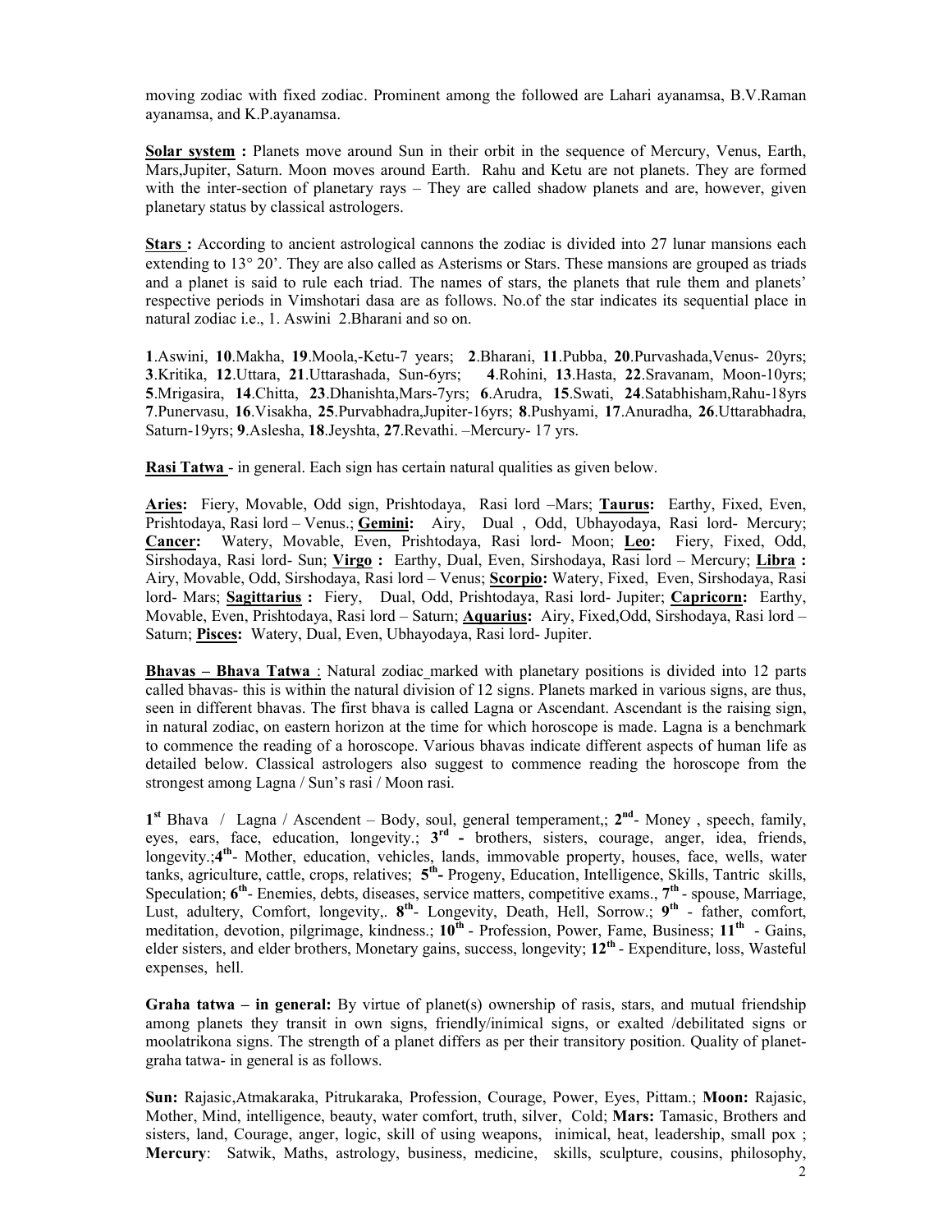moving zodiac with fixed zodiac. Prominent among the followed are Lahari ayanamsa, B.V.Raman ayanamsa, and K.P.ayanamsa.

**Solar system :** Planets move around Sun in their orbit in the sequence of Mercury, Venus, Earth, Mars,Jupiter, Saturn. Moon moves around Earth. Rahu and Ketu are not planets. They are formed with the inter-section of planetary rays – They are called shadow planets and are, however, given planetary status by classical astrologers.

**Stars :** According to ancient astrological cannons the zodiac is divided into 27 lunar mansions each extending to 13° 20'. They are also called as Asterisms or Stars. These mansions are grouped as triads and a planet is said to rule each triad. The names of stars, the planets that rule them and planets' respective periods in Vimshotari dasa are as follows. No.of the star indicates its sequential place in natural zodiac i.e., 1. Aswini 2.Bharani and so on.

**1**.Aswini, **10**.Makha, **19**.Moola,-Ketu-7 years; **2**.Bharani, **11**.Pubba, **20**.Purvashada,Venus- 20yrs; **3**.Kritika, **12**.Uttara, **21**.Uttarashada, Sun-6yrs; **4**.Rohini, **13**.Hasta, **22**.Sravanam, Moon-10yrs; **5**.Mrigasira, **14**.Chitta, **23**.Dhanishta,Mars-7yrs; **6**.Arudra, **15**.Swati, **24**.Satabhisham,Rahu-18yrs **7**.Punervasu, **16**.Visakha, **25**.Purvabhadra,Jupiter-16yrs; **8**.Pushyami, **17**.Anuradha, **26**.Uttarabhadra, Saturn-19yrs; **9**.Aslesha, **18**.Jeyshta, **27**.Revathi. –Mercury- 17 yrs.

**Rasi Tatwa** - in general. Each sign has certain natural qualities as given below.

**Aries:** Fiery, Movable, Odd sign, Prishtodaya, Rasi lord –Mars; **Taurus:** Earthy, Fixed, Even, Prishtodaya, Rasi lord – Venus.; **Gemini:** Airy, Dual , Odd, Ubhayodaya, Rasi lord- Mercury; **Cancer:** Watery, Movable, Even, Prishtodaya, Rasi lord- Moon; **Leo:** Fiery, Fixed, Odd, Sirshodaya, Rasi lord- Sun; **Virgo :** Earthy, Dual, Even, Sirshodaya, Rasi lord – Mercury; **Libra :** Airy, Movable, Odd, Sirshodaya, Rasi lord – Venus; **Scorpio:** Watery, Fixed, Even, Sirshodaya, Rasi lord- Mars; **Sagittarius :** Fiery, Dual, Odd, Prishtodaya, Rasi lord- Jupiter; **Capricorn:** Earthy, Movable, Even, Prishtodaya, Rasi lord – Saturn; **Aquarius:** Airy, Fixed,Odd, Sirshodaya, Rasi lord – Saturn; **Pisces:** Watery, Dual, Even, Ubhayodaya, Rasi lord- Jupiter.

**Bhavas – Bhava Tatwa** : Natural zodiac marked with planetary positions is divided into 12 parts called bhavas- this is within the natural division of 12 signs. Planets marked in various signs, are thus, seen in different bhavas. The first bhava is called Lagna or Ascendant. Ascendant is the raising sign, in natural zodiac, on eastern horizon at the time for which horoscope is made. Lagna is a benchmark to commence the reading of a horoscope. Various bhavas indicate different aspects of human life as detailed below. Classical astrologers also suggest to commence reading the horoscope from the strongest among Lagna / Sun's rasi / Moon rasi.

**1st** Bhava / Lagna / Ascendent – Body, soul, general temperament,; **2nd**- Money , speech, family, eyes, ears, face, education, longevity.; **3rd -** brothers, sisters, courage, anger, idea, friends, longevity.;**4th**- Mother, education, vehicles, lands, immovable property, houses, face, wells, water tanks, agriculture, cattle, crops, relatives; **5th-** Progeny, Education, Intelligence, Skills, Tantric skills, Speculation; **6th**- Enemies, debts, diseases, service matters, competitive exams., **7th** - spouse, Marriage, Lust, adultery, Comfort, longevity,. **8th**- Longevity, Death, Hell, Sorrow.; **9th** - father, comfort, meditation, devotion, pilgrimage, kindness.; **10th** - Profession, Power, Fame, Business; **11th** - Gains, elder sisters, and elder brothers, Monetary gains, success, longevity; **12th** - Expenditure, loss, Wasteful expenses, hell.

**Graha tatwa – in general:** By virtue of planet(s) ownership of rasis, stars, and mutual friendship among planets they transit in own signs, friendly/inimical signs, or exalted /debilitated signs or moolatrikona signs. The strength of a planet differs as per their transitory position. Quality of planet-graha tatwa- in general is as follows.

**Sun:** Rajasic,Atmakaraka, Pitrukaraka, Profession, Courage, Power, Eyes, Pittam.; **Moon:** Rajasic, Mother, Mind, intelligence, beauty, water comfort, truth, silver, Cold; **Mars:** Tamasic, Brothers and sisters, land, Courage, anger, logic, skill of using weapons, inimical, heat, leadership, small pox ; **Mercury**: Satwik, Maths, astrology, business, medicine, skills, sculpture, cousins, philosophy,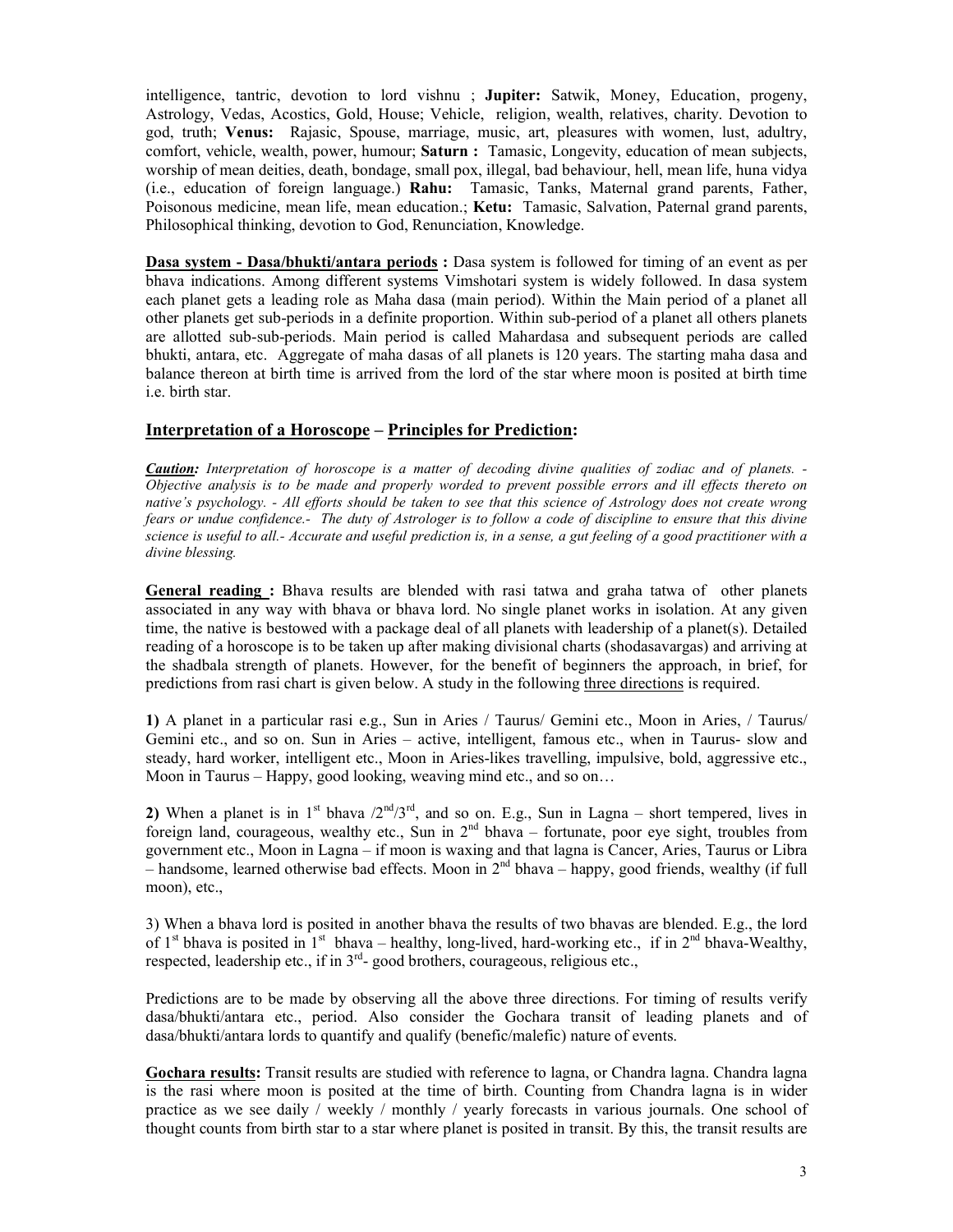intelligence, tantric, devotion to lord vishnu ; **Jupiter:** Satwik, Money, Education, progeny, Astrology, Vedas, Acostics, Gold, House; Vehicle, religion, wealth, relatives, charity. Devotion to god, truth; **Venus:** Rajasic, Spouse, marriage, music, art, pleasures with women, lust, adultry, comfort, vehicle, wealth, power, humour; **Saturn :** Tamasic, Longevity, education of mean subjects, worship of mean deities, death, bondage, small pox, illegal, bad behaviour, hell, mean life, huna vidya (i.e., education of foreign language.) **Rahu:** Tamasic, Tanks, Maternal grand parents, Father, Poisonous medicine, mean life, mean education.; **Ketu:** Tamasic, Salvation, Paternal grand parents, Philosophical thinking, devotion to God, Renunciation, Knowledge.

**<u>Dasa system - Dasa/bhukti/antara periods</u> :** Dasa system is followed for timing of an event as per bhava indications. Among different systems Vimshotari system is widely followed. In dasa system each planet gets a leading role as Maha dasa (main period). Within the Main period of a planet all other planets get sub-periods in a definite proportion. Within sub-period of a planet all others planets are allotted sub-sub-periods. Main period is called Mahardasa and subsequent periods are called bhukti, antara, etc. Aggregate of maha dasas of all planets is 120 years. The starting maha dasa and balance thereon at birth time is arrived from the lord of the star where moon is posited at birth time i.e. birth star.

## <u>Interpretation of a Horoscope</u> – <u>Principles for Prediction</u>:

***<u>Caution</u>:*** *Interpretation of horoscope is a matter of decoding divine qualities of zodiac and of planets. - Objective analysis is to be made and properly worded to prevent possible errors and ill effects thereto on native's psychology. - All efforts should be taken to see that this science of Astrology does not create wrong fears or undue confidence.- The duty of Astrologer is to follow a code of discipline to ensure that this divine science is useful to all.- Accurate and useful prediction is, in a sense, a gut feeling of a good practitioner with a divine blessing.*

**<u>General reading</u> :** Bhava results are blended with rasi tatwa and graha tatwa of other planets associated in any way with bhava or bhava lord. No single planet works in isolation. At any given time, the native is bestowed with a package deal of all planets with leadership of a planet(s). Detailed reading of a horoscope is to be taken up after making divisional charts (shodasavargas) and arriving at the shadbala strength of planets. However, for the benefit of beginners the approach, in brief, for predictions from rasi chart is given below. A study in the following <u>three directions</u> is required.

**1)** A planet in a particular rasi e.g., Sun in Aries / Taurus/ Gemini etc., Moon in Aries, / Taurus/ Gemini etc., and so on. Sun in Aries – active, intelligent, famous etc., when in Taurus- slow and steady, hard worker, intelligent etc., Moon in Aries-likes travelling, impulsive, bold, aggressive etc., Moon in Taurus – Happy, good looking, weaving mind etc., and so on…

**2)** When a planet is in 1st bhava /2nd/3rd, and so on. E.g., Sun in Lagna – short tempered, lives in foreign land, courageous, wealthy etc., Sun in 2nd bhava – fortunate, poor eye sight, troubles from government etc., Moon in Lagna – if moon is waxing and that lagna is Cancer, Aries, Taurus or Libra – handsome, learned otherwise bad effects. Moon in 2nd bhava – happy, good friends, wealthy (if full moon), etc.,

3) When a bhava lord is posited in another bhava the results of two bhavas are blended. E.g., the lord of 1st bhava is posited in 1st bhava – healthy, long-lived, hard-working etc., if in 2nd bhava-Wealthy, respected, leadership etc., if in 3rd- good brothers, courageous, religious etc.,

Predictions are to be made by observing all the above three directions. For timing of results verify dasa/bhukti/antara etc., period. Also consider the Gochara transit of leading planets and of dasa/bhukti/antara lords to quantify and qualify (benefic/malefic) nature of events.

**<u>Gochara results</u>:** Transit results are studied with reference to lagna, or Chandra lagna. Chandra lagna is the rasi where moon is posited at the time of birth. Counting from Chandra lagna is in wider practice as we see daily / weekly / monthly / yearly forecasts in various journals. One school of thought counts from birth star to a star where planet is posited in transit. By this, the transit results are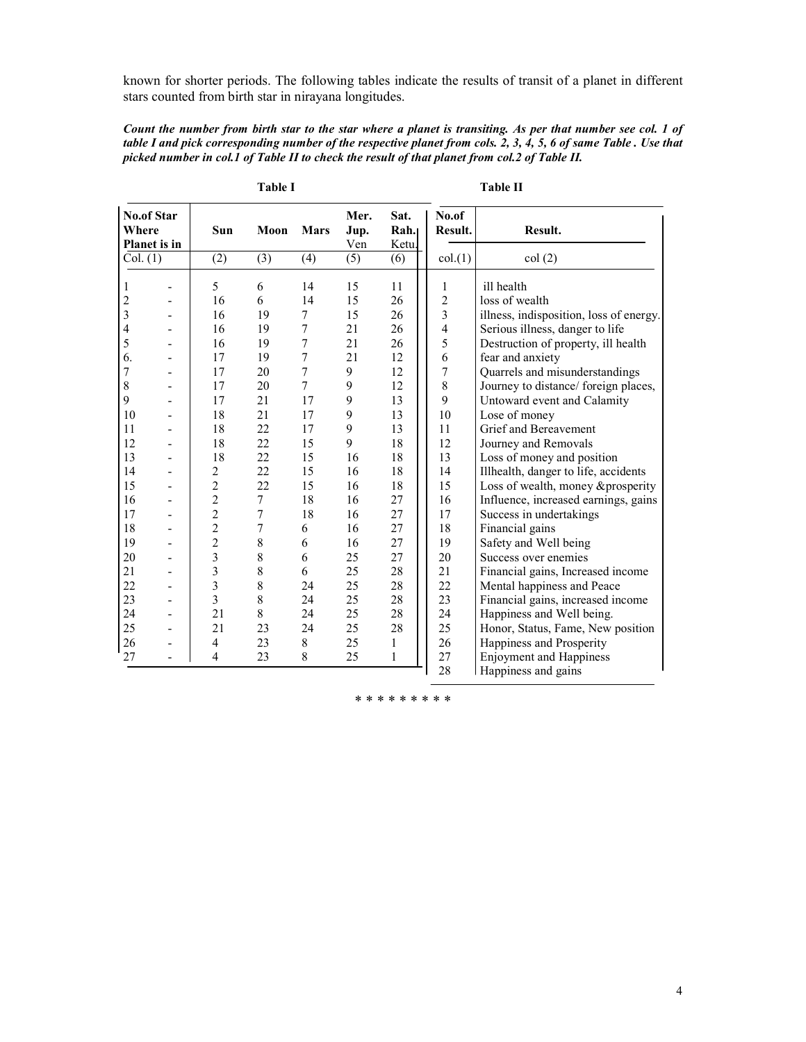known for shorter periods. The following tables indicate the results of transit of a planet in different stars counted from birth star in nirayana longitudes.

***Count the number from birth star to the star where a planet is transiting. As per that number see col. 1 of table I and pick corresponding number of the respective planet from cols. 2, 3, 4, 5, 6 of same Table . Use that picked number in col.1 of Table II to check the result of that planet from col.2 of Table II.***

**Table I**

| No.of Star Where Planet is in | Sun | Moon | Mars | Mer. Jup. Ven | Sat. Rah. Ketu. |
|---|---|---|---|---|---|
| Col. (1) | (2) | (3) | (4) | (5) | (6) |
| 1 - | 5 | 6 | 14 | 15 | 11 |
| 2 - | 16 | 6 | 14 | 15 | 26 |
| 3 - | 16 | 19 | 7 | 15 | 26 |
| 4 - | 16 | 19 | 7 | 21 | 26 |
| 5 - | 16 | 19 | 7 | 21 | 26 |
| 6. - | 17 | 19 | 7 | 21 | 12 |
| 7 - | 17 | 20 | 7 | 9 | 12 |
| 8 - | 17 | 20 | 7 | 9 | 12 |
| 9 - | 17 | 21 | 17 | 9 | 13 |
| 10 - | 18 | 21 | 17 | 9 | 13 |
| 11 - | 18 | 22 | 17 | 9 | 13 |
| 12 - | 18 | 22 | 15 | 9 | 18 |
| 13 - | 18 | 22 | 15 | 16 | 18 |
| 14 - | 2 | 22 | 15 | 16 | 18 |
| 15 - | 2 | 22 | 15 | 16 | 18 |
| 16 - | 2 | 7 | 18 | 16 | 27 |
| 17 - | 2 | 7 | 18 | 16 | 27 |
| 18 - | 2 | 7 | 6 | 16 | 27 |
| 19 - | 2 | 8 | 6 | 16 | 27 |
| 20 - | 3 | 8 | 6 | 25 | 27 |
| 21 - | 3 | 8 | 6 | 25 | 28 |
| 22 - | 3 | 8 | 24 | 25 | 28 |
| 23 - | 3 | 8 | 24 | 25 | 28 |
| 24 - | 21 | 8 | 24 | 25 | 28 |
| 25 - | 21 | 23 | 24 | 25 | 28 |
| 26 - | 4 | 23 | 8 | 25 | 1 |
| 27 - | 4 | 23 | 8 | 25 | 1 |

**Table II**

| No.of Result. | Result. |
|---|---|
| col.(1) | col (2) |
| 1 | ill health |
| 2 | loss of wealth |
| 3 | illness, indisposition, loss of energy. |
| 4 | Serious illness, danger to life |
| 5 | Destruction of property, ill health |
| 6 | fear and anxiety |
| 7 | Quarrels and misunderstandings |
| 8 | Journey to distance/ foreign places, |
| 9 | Untoward event and Calamity |
| 10 | Lose of money |
| 11 | Grief and Bereavement |
| 12 | Journey and Removals |
| 13 | Loss of money and position |
| 14 | Illhealth, danger to life, accidents |
| 15 | Loss of wealth, money &prosperity |
| 16 | Influence, increased earnings, gains |
| 17 | Success in undertakings |
| 18 | Financial gains |
| 19 | Safety and Well being |
| 20 | Success over enemies |
| 21 | Financial gains, Increased income |
| 22 | Mental happiness and Peace |
| 23 | Financial gains, increased income |
| 24 | Happiness and Well being. |
| 25 | Honor, Status, Fame, New position |
| 26 | Happiness and Prosperity |
| 27 | Enjoyment and Happiness |
| 28 | Happiness and gains |

* * * * * * * * *